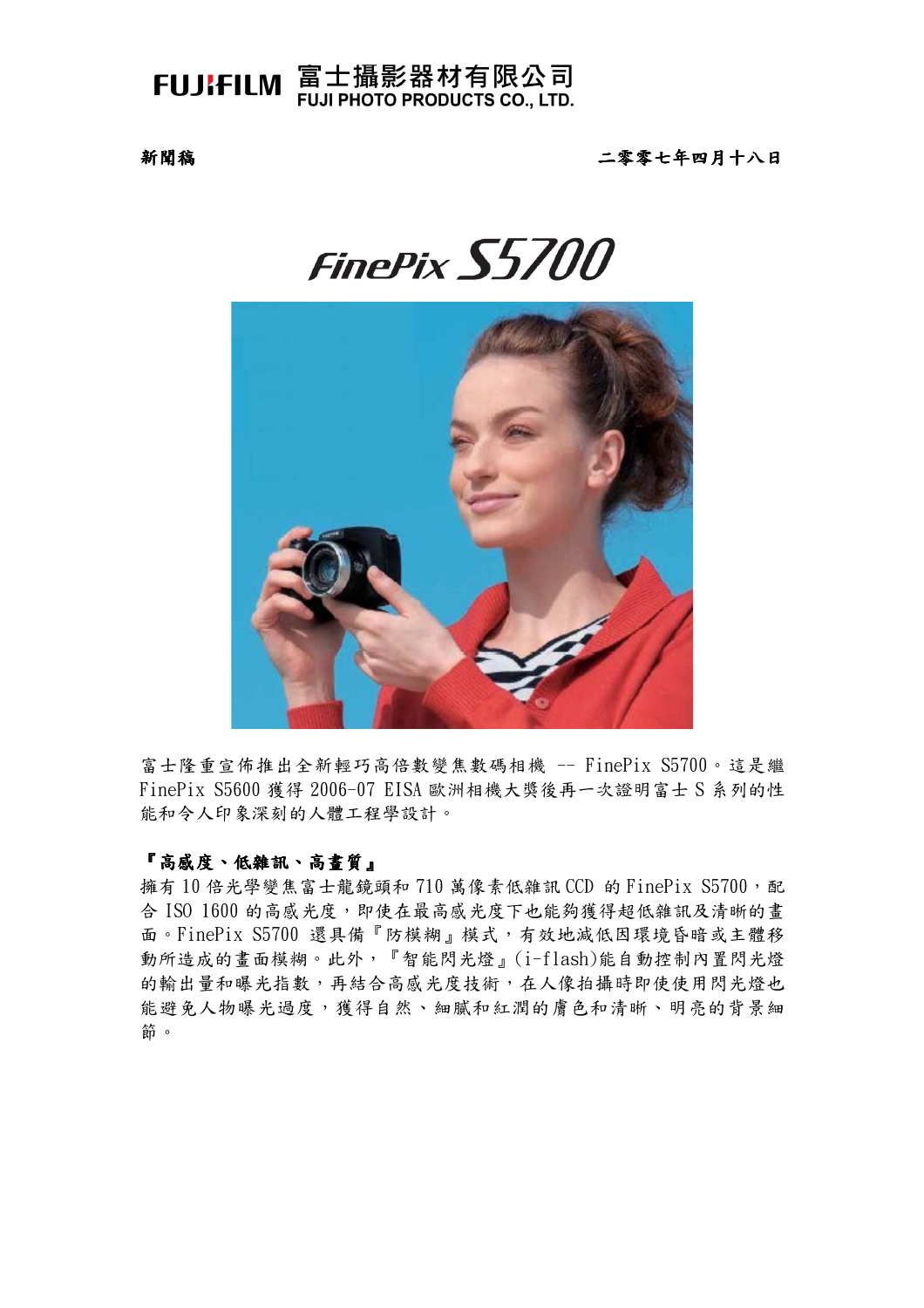**FUJIFILM 富士攝影器材有限公司**
**FUJI PHOTO PRODUCTS CO., LTD.**

**新聞稿** **二零零七年四月十八日**

# FinePix S5700

富士隆重宣佈推出全新輕巧高倍數變焦數碼相機 -- FinePix S5700。這是繼 FinePix S5600 獲得 2006-07 EISA 歐洲相機大獎後再一次證明富士 S 系列的性能和令人印象深刻的人體工程學設計。

**『高感度、低雜訊、高畫質』**

擁有 10 倍光學變焦富士龍鏡頭和 710 萬像素低雜訊 CCD 的 FinePix S5700，配合 ISO 1600 的高感光度，即使在最高感光度下也能夠獲得超低雜訊及清晰的畫面。FinePix S5700 還具備『防模糊』模式，有效地減低因環境昏暗或主體移動所造成的畫面模糊。此外，『智能閃光燈』(i-flash)能自動控制內置閃光燈的輸出量和曝光指數，再結合高感光度技術，在人像拍攝時即使使用閃光燈也能避免人物曝光過度，獲得自然、細膩和紅潤的膚色和清晰、明亮的背景細節。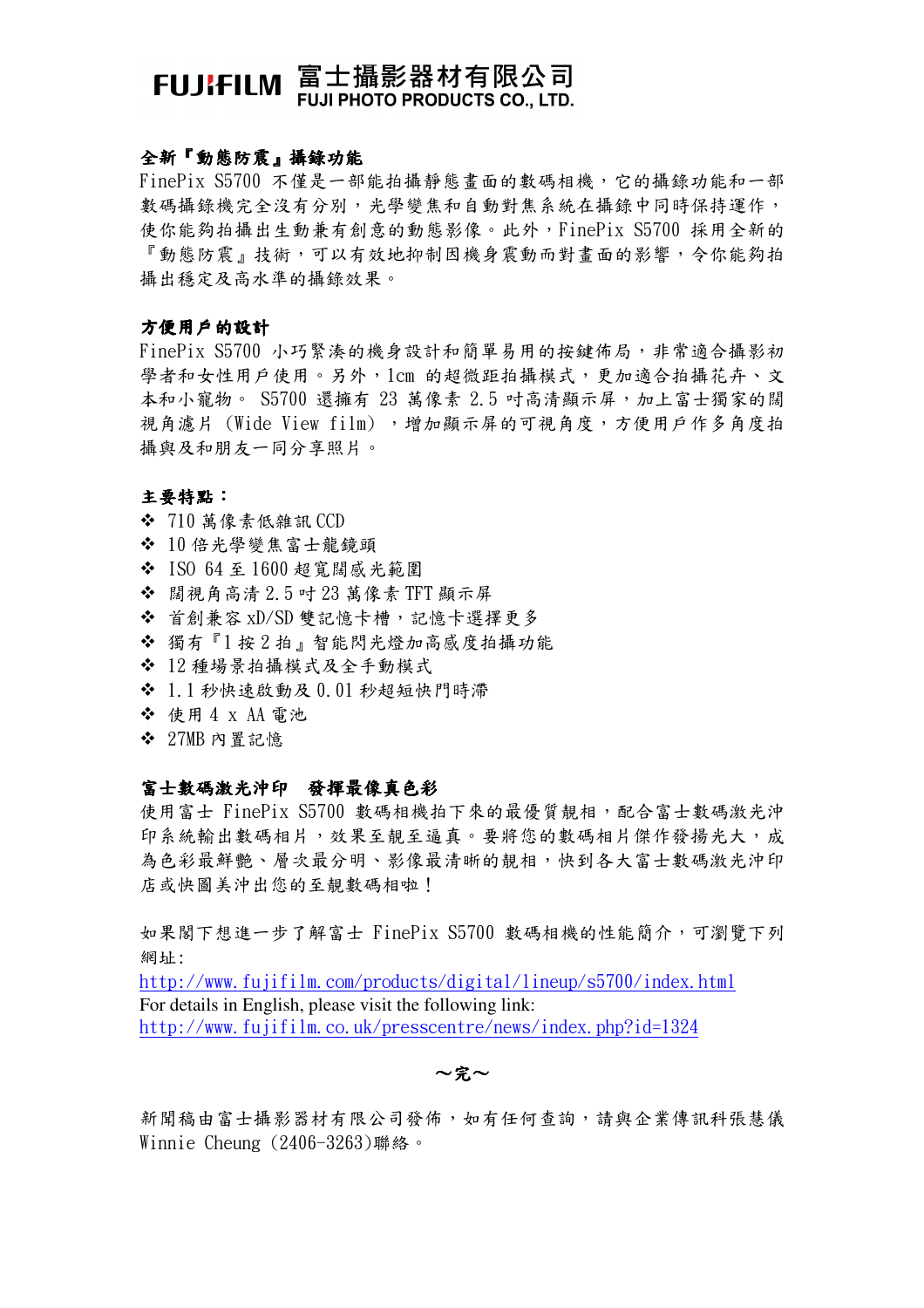**全新『動態防震』攝錄功能**

FinePix S5700 不僅是一部能拍攝靜態畫面的數碼相機，它的攝錄功能和一部數碼攝錄機完全沒有分別，光學變焦和自動對焦系統在攝錄中同時保持運作，使你能夠拍攝出生動兼有創意的動態影像。此外，FinePix S5700 採用全新的『動態防震』技術，可以有效地抑制因機身震動而對畫面的影響，令你能夠拍攝出穩定及高水準的攝錄效果。

**方便用戶的設計**

FinePix S5700 小巧緊湊的機身設計和簡單易用的按鍵佈局，非常適合攝影初學者和女性用戶使用。另外，1cm 的超微距拍攝模式，更加適合拍攝花卉、文本和小寵物。 S5700 還擁有 23 萬像素 2.5 吋高清顯示屏，加上富士獨家的闊視角濾片 (Wide View film) ，增加顯示屏的可視角度，方便用戶作多角度拍攝與及和朋友一同分享照片。

**主要特點：**

- 710 萬像素低雜訊 CCD
- 10 倍光學變焦富士龍鏡頭
- ISO 64 至 1600 超寬闊感光範圍
- 闊視角高清 2.5 吋 23 萬像素 TFT 顯示屏
- 首創兼容 xD/SD 雙記憶卡槽，記憶卡選擇更多
- 獨有『1 按 2 拍』智能閃光燈加高感度拍攝功能
- 12 種場景拍攝模式及全手動模式
- 1.1 秒快速啟動及 0.01 秒超短快門時滯
- 使用 4 x AA 電池
- 27MB 內置記憶

**富士數碼激光沖印　發揮最像真色彩**

使用富士 FinePix S5700 數碼相機拍下來的最優質靚相，配合富士數碼激光沖印系統輸出數碼相片，效果至靚至逼真。要將您的數碼相片傑作發揚光大，成為色彩最鮮艷、層次最分明、影像最清晰的靚相，快到各大富士數碼激光沖印店或快圖美沖出您的至靚數碼相啦！

如果閣下想進一步了解富士 FinePix S5700 數碼相機的性能簡介，可瀏覽下列網址:

http://www.fujifilm.com/products/digital/lineup/s5700/index.html

For details in English, please visit the following link:

http://www.fujifilm.co.uk/presscentre/news/index.php?id=1324

**～完～**

新聞稿由富士攝影器材有限公司發佈，如有任何查詢，請與企業傳訊科張慧儀 Winnie Cheung (2406-3263)聯絡。